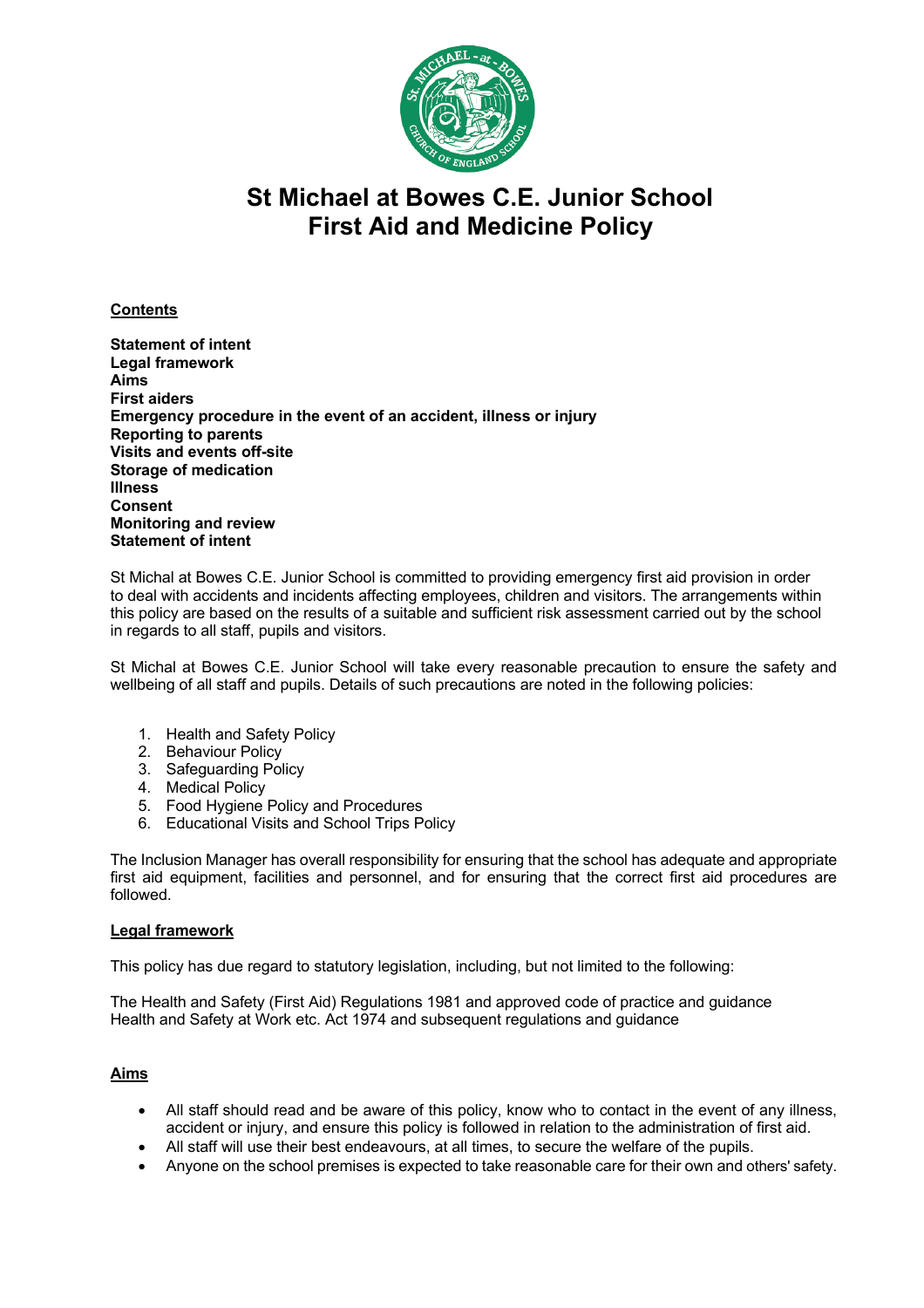# St Michael at Bowes C.E. Junior School
# First Aid and Medicine Policy

**Contents**

**Statement of intent**
**Legal framework**
**Aims**
**First aiders**
**Emergency procedure in the event of an accident, illness or injury**
**Reporting to parents**
**Visits and events off-site**
**Storage of medication**
**Illness**
**Consent**
**Monitoring and review**
**Statement of intent**

St Michal at Bowes C.E. Junior School is committed to providing emergency first aid provision in order to deal with accidents and incidents affecting employees, children and visitors. The arrangements within this policy are based on the results of a suitable and sufficient risk assessment carried out by the school in regards to all staff, pupils and visitors.

St Michal at Bowes C.E. Junior School will take every reasonable precaution to ensure the safety and wellbeing of all staff and pupils. Details of such precautions are noted in the following policies:

1. Health and Safety Policy
2. Behaviour Policy
3. Safeguarding Policy
4. Medical Policy
5. Food Hygiene Policy and Procedures
6. Educational Visits and School Trips Policy

The Inclusion Manager has overall responsibility for ensuring that the school has adequate and appropriate first aid equipment, facilities and personnel, and for ensuring that the correct first aid procedures are followed.

**Legal framework**

This policy has due regard to statutory legislation, including, but not limited to the following:

The Health and Safety (First Aid) Regulations 1981 and approved code of practice and guidance
Health and Safety at Work etc. Act 1974 and subsequent regulations and guidance

**Aims**

- All staff should read and be aware of this policy, know who to contact in the event of any illness, accident or injury, and ensure this policy is followed in relation to the administration of first aid.
- All staff will use their best endeavours, at all times, to secure the welfare of the pupils.
- Anyone on the school premises is expected to take reasonable care for their own and others' safety.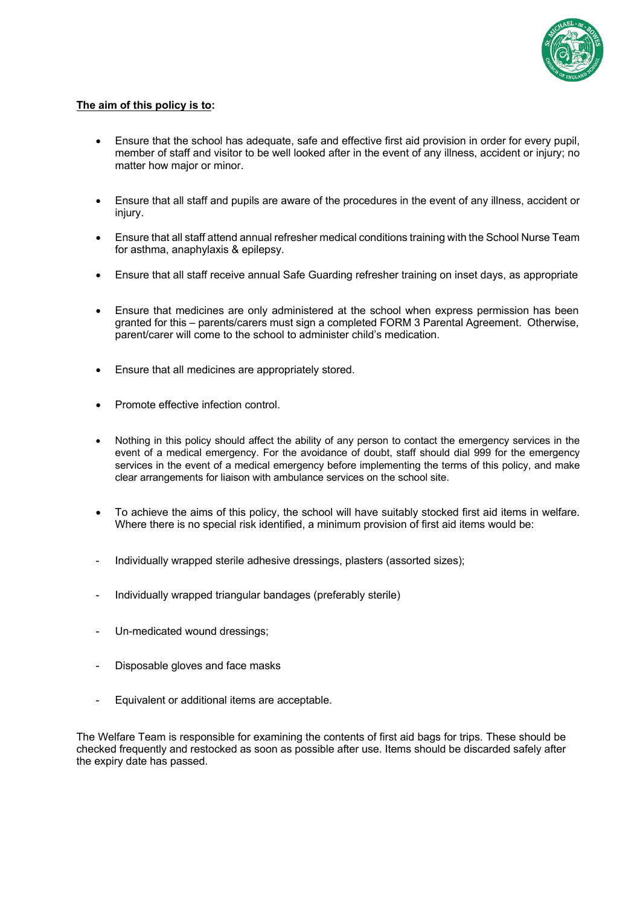**<u>The aim of this policy is to</u>:**

- Ensure that the school has adequate, safe and effective first aid provision in order for every pupil, member of staff and visitor to be well looked after in the event of any illness, accident or injury; no matter how major or minor.

- Ensure that all staff and pupils are aware of the procedures in the event of any illness, accident or injury.

- Ensure that all staff attend annual refresher medical conditions training with the School Nurse Team for asthma, anaphylaxis & epilepsy.

- Ensure that all staff receive annual Safe Guarding refresher training on inset days, as appropriate

- Ensure that medicines are only administered at the school when express permission has been granted for this – parents/carers must sign a completed FORM 3 Parental Agreement. Otherwise, parent/carer will come to the school to administer child's medication.

- Ensure that all medicines are appropriately stored.

- Promote effective infection control.

- Nothing in this policy should affect the ability of any person to contact the emergency services in the event of a medical emergency. For the avoidance of doubt, staff should dial 999 for the emergency services in the event of a medical emergency before implementing the terms of this policy, and make clear arrangements for liaison with ambulance services on the school site.

- To achieve the aims of this policy, the school will have suitably stocked first aid items in welfare. Where there is no special risk identified, a minimum provision of first aid items would be:

- Individually wrapped sterile adhesive dressings, plasters (assorted sizes);

- Individually wrapped triangular bandages (preferably sterile)

- Un-medicated wound dressings;

- Disposable gloves and face masks

- Equivalent or additional items are acceptable.

The Welfare Team is responsible for examining the contents of first aid bags for trips. These should be checked frequently and restocked as soon as possible after use. Items should be discarded safely after the expiry date has passed.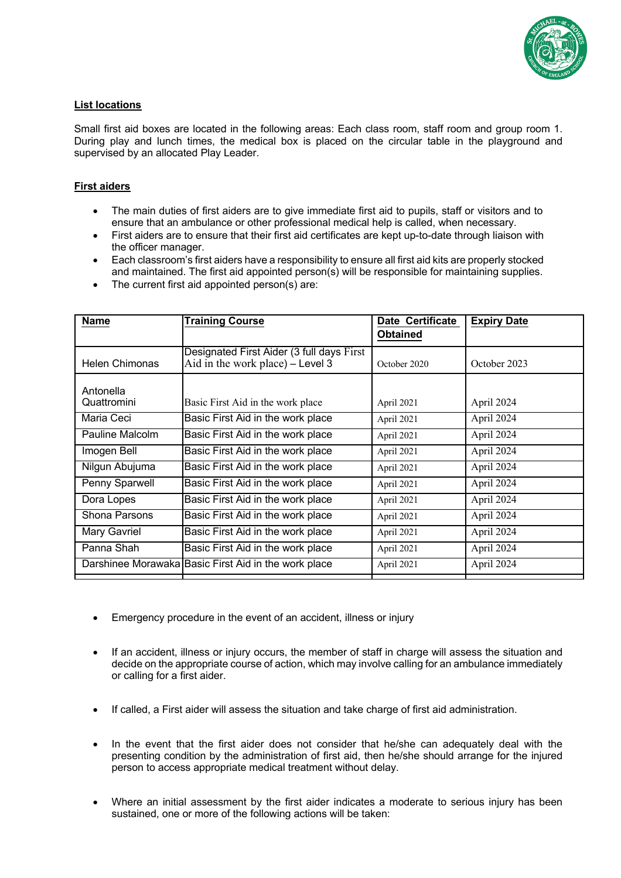**List locations**

Small first aid boxes are located in the following areas: Each class room, staff room and group room 1. During play and lunch times, the medical box is placed on the circular table in the playground and supervised by an allocated Play Leader.

**First aiders**

- The main duties of first aiders are to give immediate first aid to pupils, staff or visitors and to ensure that an ambulance or other professional medical help is called, when necessary.
- First aiders are to ensure that their first aid certificates are kept up-to-date through liaison with the officer manager.
- Each classroom's first aiders have a responsibility to ensure all first aid kits are properly stocked and maintained. The first aid appointed person(s) will be responsible for maintaining supplies.
- The current first aid appointed person(s) are:

| Name | Training Course | Date Certificate Obtained | Expiry Date |
|---|---|---|---|
| Helen Chimonas | Designated First Aider (3 full days First Aid in the work place) – Level 3 | October 2020 | October 2023 |
| Antonella Quattromini | Basic First Aid in the work place | April 2021 | April 2024 |
| Maria Ceci | Basic First Aid in the work place | April 2021 | April 2024 |
| Pauline Malcolm | Basic First Aid in the work place | April 2021 | April 2024 |
| Imogen Bell | Basic First Aid in the work place | April 2021 | April 2024 |
| Nilgun Abujuma | Basic First Aid in the work place | April 2021 | April 2024 |
| Penny Sparwell | Basic First Aid in the work place | April 2021 | April 2024 |
| Dora Lopes | Basic First Aid in the work place | April 2021 | April 2024 |
| Shona Parsons | Basic First Aid in the work place | April 2021 | April 2024 |
| Mary Gavriel | Basic First Aid in the work place | April 2021 | April 2024 |
| Panna Shah | Basic First Aid in the work place | April 2021 | April 2024 |
| Darshinee Morawaka | Basic First Aid in the work place | April 2021 | April 2024 |

- Emergency procedure in the event of an accident, illness or injury
- If an accident, illness or injury occurs, the member of staff in charge will assess the situation and decide on the appropriate course of action, which may involve calling for an ambulance immediately or calling for a first aider.
- If called, a First aider will assess the situation and take charge of first aid administration.
- In the event that the first aider does not consider that he/she can adequately deal with the presenting condition by the administration of first aid, then he/she should arrange for the injured person to access appropriate medical treatment without delay.
- Where an initial assessment by the first aider indicates a moderate to serious injury has been sustained, one or more of the following actions will be taken: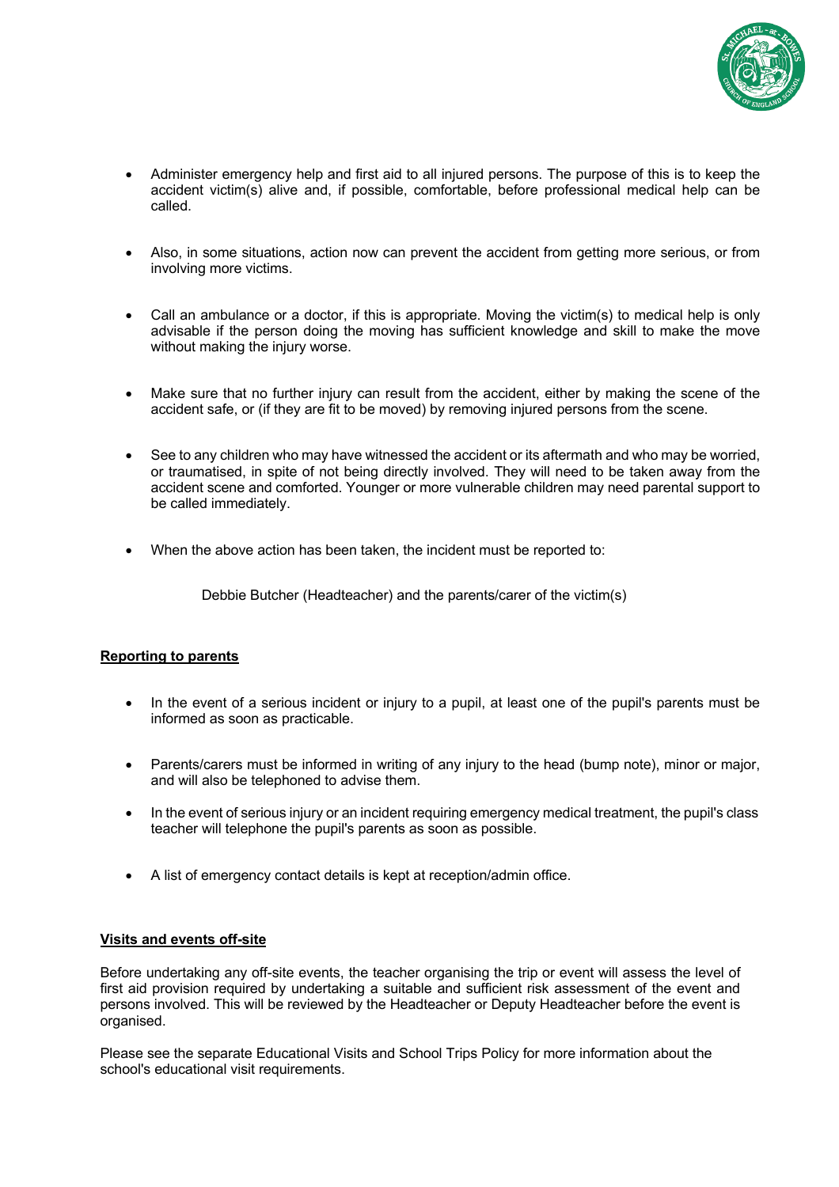- Administer emergency help and first aid to all injured persons. The purpose of this is to keep the accident victim(s) alive and, if possible, comfortable, before professional medical help can be called.

- Also, in some situations, action now can prevent the accident from getting more serious, or from involving more victims.

- Call an ambulance or a doctor, if this is appropriate. Moving the victim(s) to medical help is only advisable if the person doing the moving has sufficient knowledge and skill to make the move without making the injury worse.

- Make sure that no further injury can result from the accident, either by making the scene of the accident safe, or (if they are fit to be moved) by removing injured persons from the scene.

- See to any children who may have witnessed the accident or its aftermath and who may be worried, or traumatised, in spite of not being directly involved. They will need to be taken away from the accident scene and comforted. Younger or more vulnerable children may need parental support to be called immediately.

- When the above action has been taken, the incident must be reported to:

  Debbie Butcher (Headteacher) and the parents/carer of the victim(s)

**Reporting to parents**

- In the event of a serious incident or injury to a pupil, at least one of the pupil's parents must be informed as soon as practicable.

- Parents/carers must be informed in writing of any injury to the head (bump note), minor or major, and will also be telephoned to advise them.

- In the event of serious injury or an incident requiring emergency medical treatment, the pupil's class teacher will telephone the pupil's parents as soon as possible.

- A list of emergency contact details is kept at reception/admin office.

**Visits and events off-site**

Before undertaking any off-site events, the teacher organising the trip or event will assess the level of first aid provision required by undertaking a suitable and sufficient risk assessment of the event and persons involved. This will be reviewed by the Headteacher or Deputy Headteacher before the event is organised.

Please see the separate Educational Visits and School Trips Policy for more information about the school's educational visit requirements.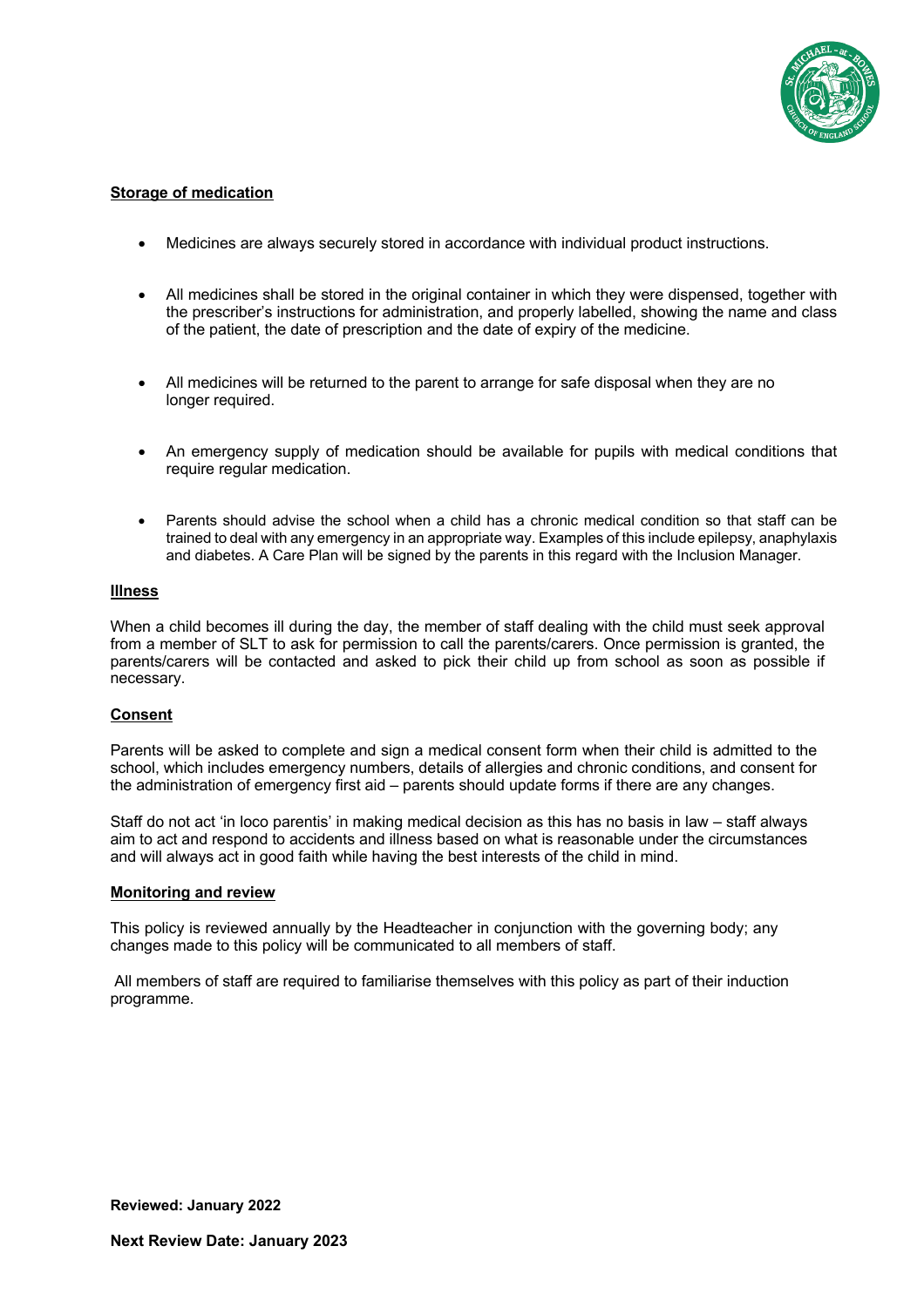## Storage of medication

- Medicines are always securely stored in accordance with individual product instructions.
- All medicines shall be stored in the original container in which they were dispensed, together with the prescriber's instructions for administration, and properly labelled, showing the name and class of the patient, the date of prescription and the date of expiry of the medicine.
- All medicines will be returned to the parent to arrange for safe disposal when they are no longer required.
- An emergency supply of medication should be available for pupils with medical conditions that require regular medication.
- Parents should advise the school when a child has a chronic medical condition so that staff can be trained to deal with any emergency in an appropriate way. Examples of this include epilepsy, anaphylaxis and diabetes. A Care Plan will be signed by the parents in this regard with the Inclusion Manager.

## Illness

When a child becomes ill during the day, the member of staff dealing with the child must seek approval from a member of SLT to ask for permission to call the parents/carers. Once permission is granted, the parents/carers will be contacted and asked to pick their child up from school as soon as possible if necessary.

## Consent

Parents will be asked to complete and sign a medical consent form when their child is admitted to the school, which includes emergency numbers, details of allergies and chronic conditions, and consent for the administration of emergency first aid – parents should update forms if there are any changes.

Staff do not act 'in loco parentis' in making medical decision as this has no basis in law – staff always aim to act and respond to accidents and illness based on what is reasonable under the circumstances and will always act in good faith while having the best interests of the child in mind.

## Monitoring and review

This policy is reviewed annually by the Headteacher in conjunction with the governing body; any changes made to this policy will be communicated to all members of staff.

All members of staff are required to familiarise themselves with this policy as part of their induction programme.

**Reviewed: January 2022**

**Next Review Date: January 2023**